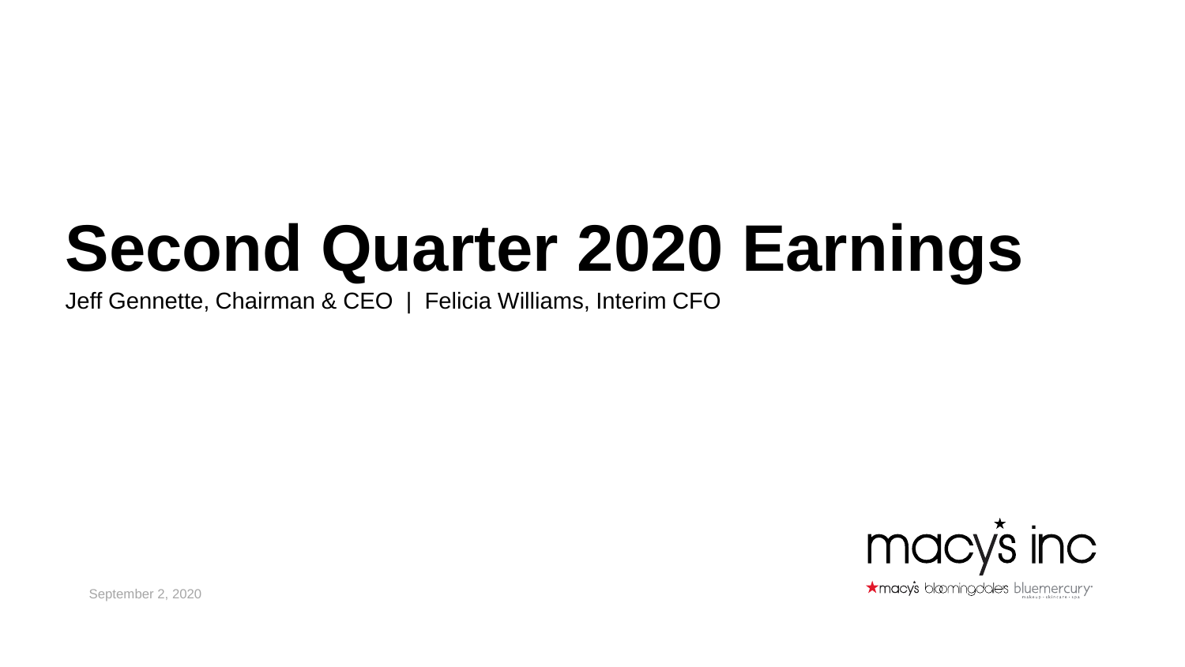# Second Quarter 2020 Earnings

Jeff Gennette, Chairman & CEO | Felicia Williams, Interim CFO

September 2, 2020

macy's inc

macy's bloomingdale's bluemercury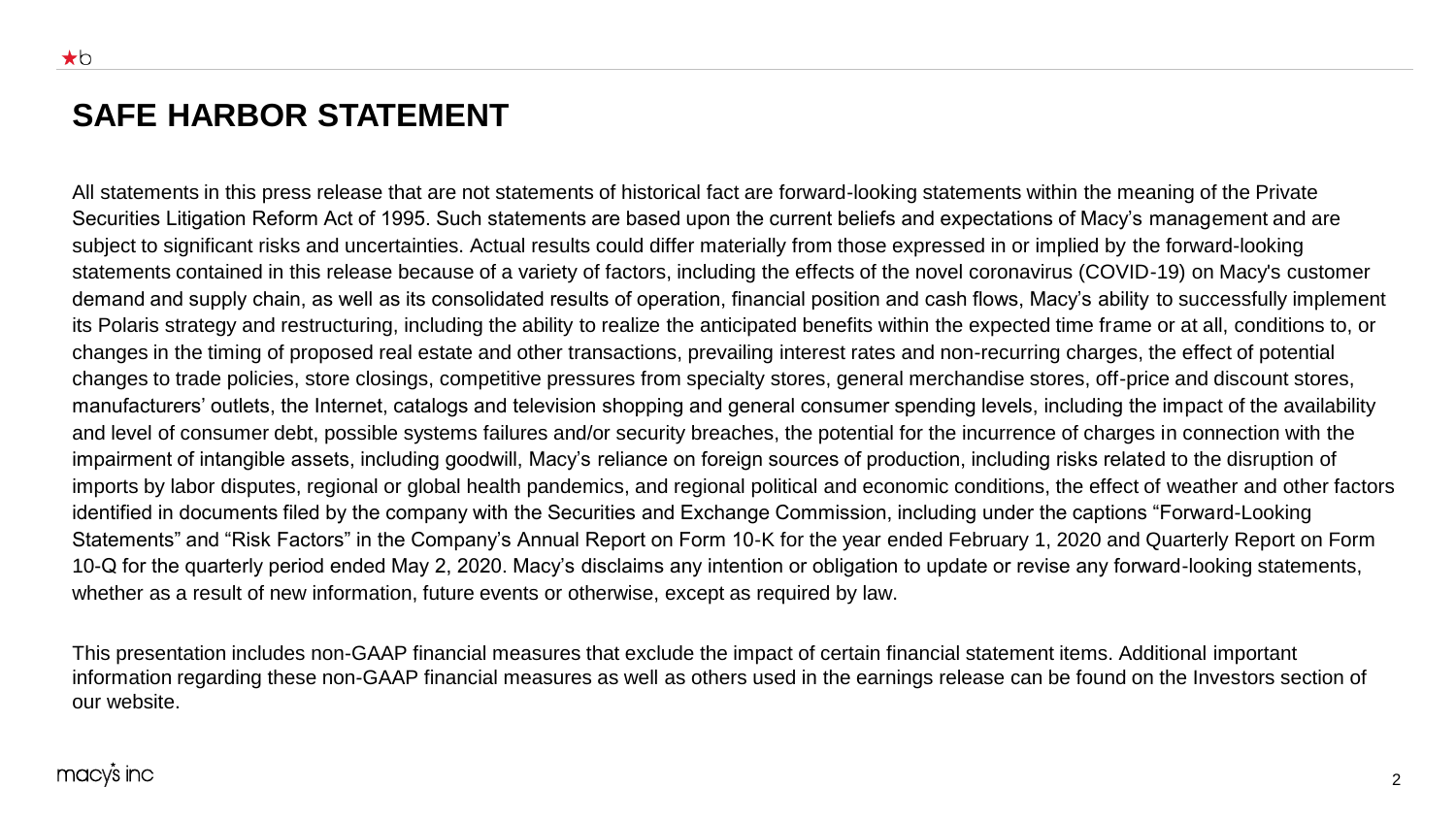# SAFE HARBOR STATEMENT

All statements in this press release that are not statements of historical fact are forward-looking statements within the meaning of the Private Securities Litigation Reform Act of 1995. Such statements are based upon the current beliefs and expectations of Macy's management and are subject to significant risks and uncertainties. Actual results could differ materially from those expressed in or implied by the forward-looking statements contained in this release because of a variety of factors, including the effects of the novel coronavirus (COVID-19) on Macy's customer demand and supply chain, as well as its consolidated results of operation, financial position and cash flows, Macy's ability to successfully implement its Polaris strategy and restructuring, including the ability to realize the anticipated benefits within the expected time frame or at all, conditions to, or changes in the timing of proposed real estate and other transactions, prevailing interest rates and non-recurring charges, the effect of potential changes to trade policies, store closings, competitive pressures from specialty stores, general merchandise stores, off-price and discount stores, manufacturers' outlets, the Internet, catalogs and television shopping and general consumer spending levels, including the impact of the availability and level of consumer debt, possible systems failures and/or security breaches, the potential for the incurrence of charges in connection with the impairment of intangible assets, including goodwill, Macy's reliance on foreign sources of production, including risks related to the disruption of imports by labor disputes, regional or global health pandemics, and regional political and economic conditions, the effect of weather and other factors identified in documents filed by the company with the Securities and Exchange Commission, including under the captions "Forward-Looking Statements" and "Risk Factors" in the Company's Annual Report on Form 10-K for the year ended February 1, 2020 and Quarterly Report on Form 10-Q for the quarterly period ended May 2, 2020. Macy's disclaims any intention or obligation to update or revise any forward-looking statements, whether as a result of new information, future events or otherwise, except as required by law.

This presentation includes non-GAAP financial measures that exclude the impact of certain financial statement items. Additional important information regarding these non-GAAP financial measures as well as others used in the earnings release can be found on the Investors section of our website.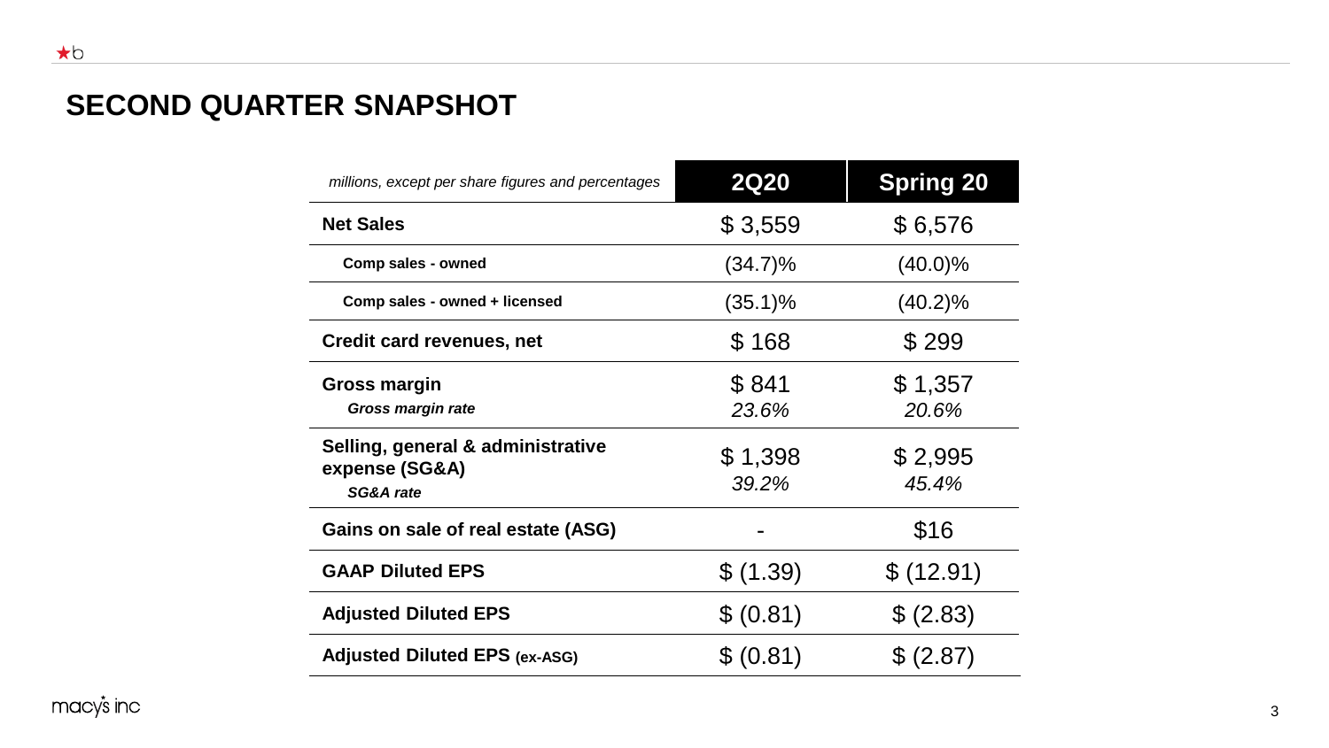# SECOND QUARTER SNAPSHOT

| *millions, except per share figures and percentages* | 2Q20 | Spring 20 |
|---|---|---|
| **Net Sales** | $ 3,559 | $ 6,576 |
| **Comp sales - owned** | (34.7)% | (40.0)% |
| **Comp sales - owned + licensed** | (35.1)% | (40.2)% |
| **Credit card revenues, net** | $ 168 | $ 299 |
| **Gross margin** | $ 841 | $ 1,357 |
| ***Gross margin rate*** | *23.6%* | *20.6%* |
| **Selling, general & administrative expense (SG&A)** | $ 1,398 | $ 2,995 |
| ***SG&A rate*** | *39.2%* | *45.4%* |
| **Gains on sale of real estate (ASG)** | - | $16 |
| **GAAP Diluted EPS** | $ (1.39) | $ (12.91) |
| **Adjusted Diluted EPS** | $ (0.81) | $ (2.83) |
| **Adjusted Diluted EPS (ex-ASG)** | $ (0.81) | $ (2.87) |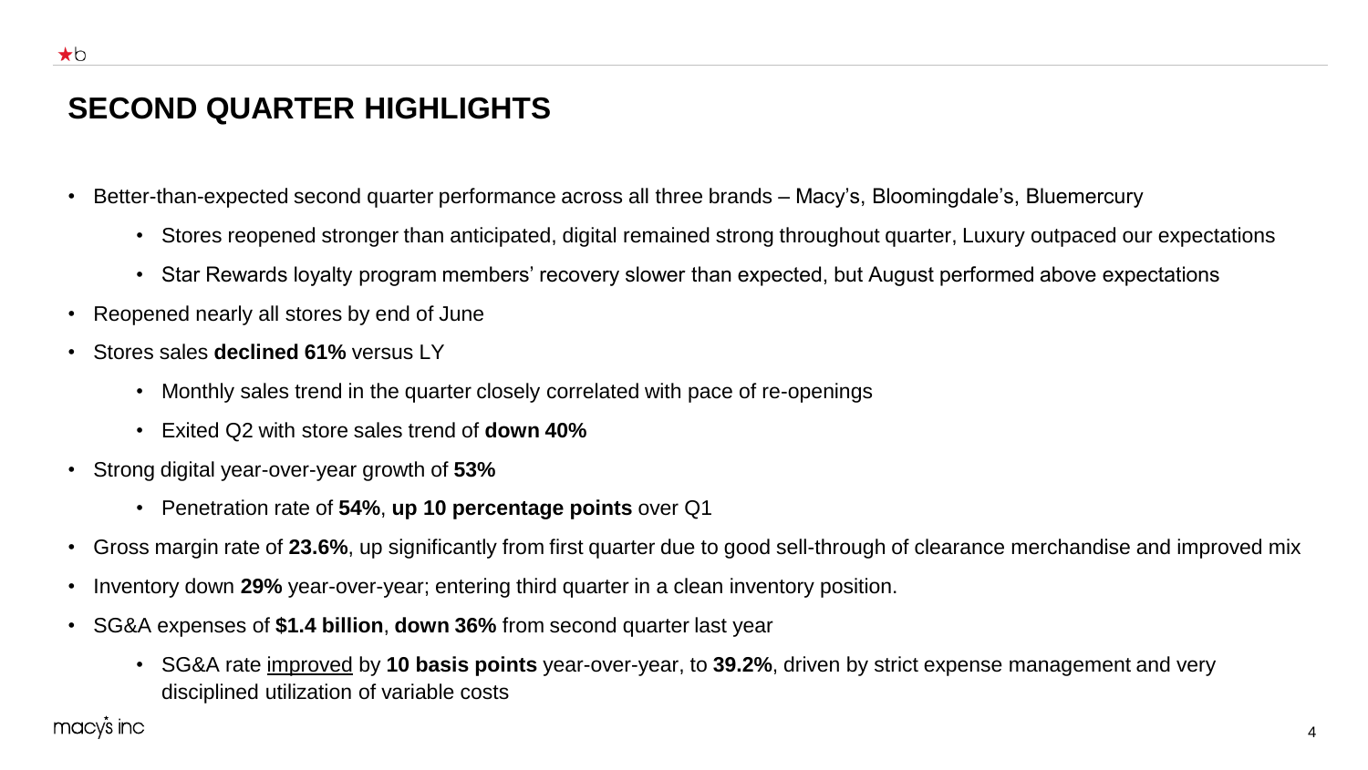# SECOND QUARTER HIGHLIGHTS

- Better-than-expected second quarter performance across all three brands – Macy's, Bloomingdale's, Bluemercury
  - Stores reopened stronger than anticipated, digital remained strong throughout quarter, Luxury outpaced our expectations
  - Star Rewards loyalty program members' recovery slower than expected, but August performed above expectations
- Reopened nearly all stores by end of June
- Stores sales **declined 61%** versus LY
  - Monthly sales trend in the quarter closely correlated with pace of re-openings
  - Exited Q2 with store sales trend of **down 40%**
- Strong digital year-over-year growth of **53%**
  - Penetration rate of **54%**, **up 10 percentage points** over Q1
- Gross margin rate of **23.6%**, up significantly from first quarter due to good sell-through of clearance merchandise and improved mix
- Inventory down **29%** year-over-year; entering third quarter in a clean inventory position.
- SG&A expenses of **$1.4 billion**, **down 36%** from second quarter last year
  - SG&A rate improved by **10 basis points** year-over-year, to **39.2%**, driven by strict expense management and very disciplined utilization of variable costs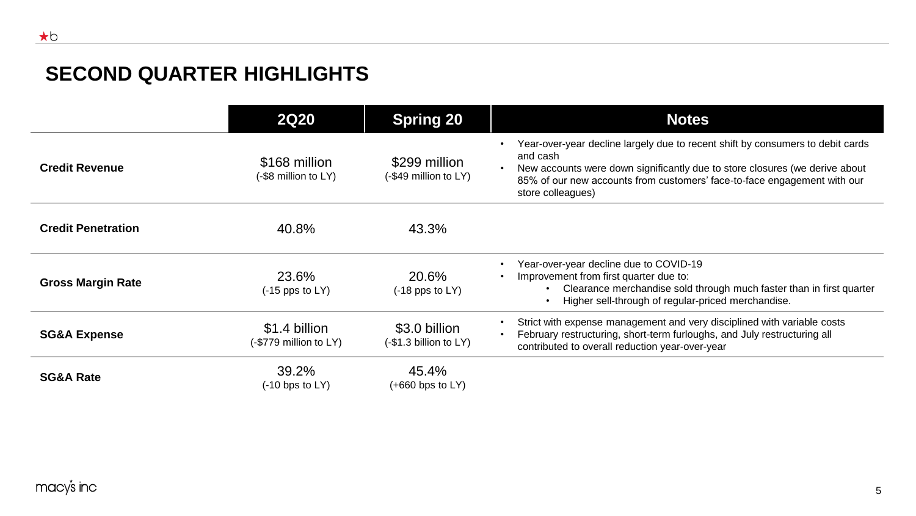# SECOND QUARTER HIGHLIGHTS

| | 2Q20 | Spring 20 | Notes |
|---|---|---|---|
| **Credit Revenue** | $168 million<br>(-$8 million to LY) | $299 million<br>(-$49 million to LY) | • Year-over-year decline largely due to recent shift by consumers to debit cards and cash<br>• New accounts were down significantly due to store closures (we derive about 85% of our new accounts from customers' face-to-face engagement with our store colleagues) |
| **Credit Penetration** | 40.8% | 43.3% | |
| **Gross Margin Rate** | 23.6%<br>(-15 pps to LY) | 20.6%<br>(-18 pps to LY) | • Year-over-year decline due to COVID-19<br>• Improvement from first quarter due to:<br>  • Clearance merchandise sold through much faster than in first quarter<br>  • Higher sell-through of regular-priced merchandise. |
| **SG&A Expense** | $1.4 billion<br>(-$779 million to LY) | $3.0 billion<br>(-$1.3 billion to LY) | • Strict with expense management and very disciplined with variable costs<br>• February restructuring, short-term furloughs, and July restructuring all contributed to overall reduction year-over-year |
| **SG&A Rate** | 39.2%<br>(-10 bps to LY) | 45.4%<br>(+660 bps to LY) | |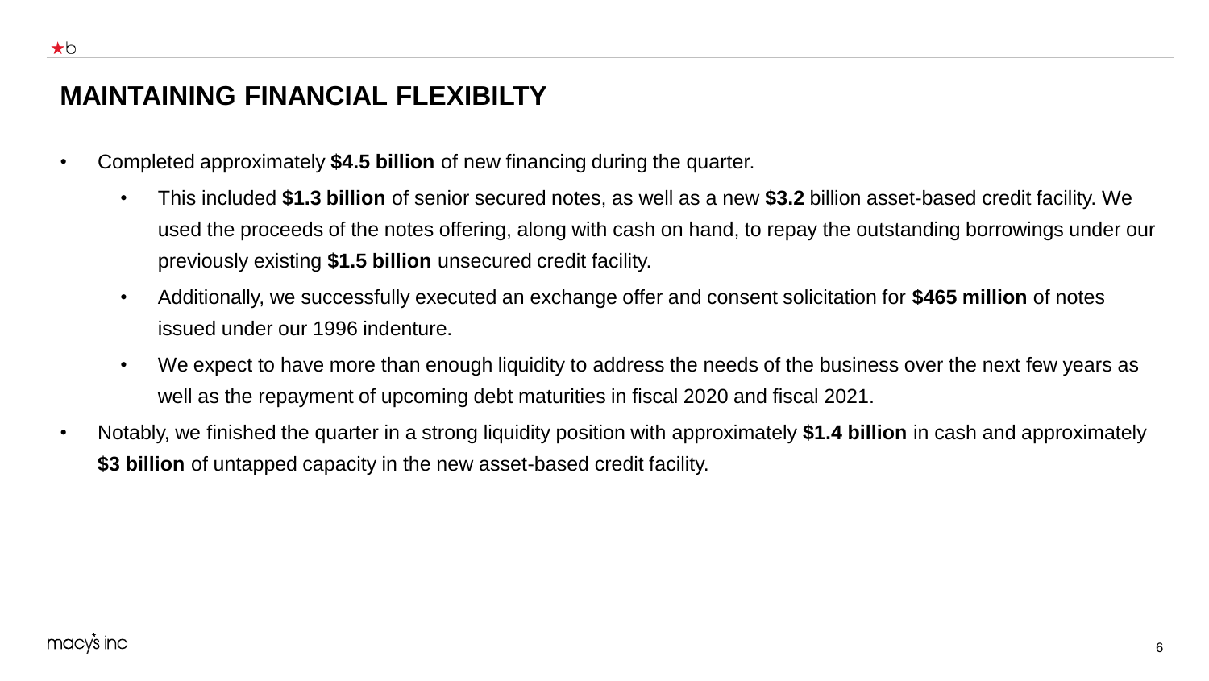# MAINTAINING FINANCIAL FLEXIBILTY

- Completed approximately **$4.5 billion** of new financing during the quarter.
  - This included **$1.3 billion** of senior secured notes, as well as a new **$3.2** billion asset-based credit facility. We used the proceeds of the notes offering, along with cash on hand, to repay the outstanding borrowings under our previously existing **$1.5 billion** unsecured credit facility.
  - Additionally, we successfully executed an exchange offer and consent solicitation for **$465 million** of notes issued under our 1996 indenture.
  - We expect to have more than enough liquidity to address the needs of the business over the next few years as well as the repayment of upcoming debt maturities in fiscal 2020 and fiscal 2021.
- Notably, we finished the quarter in a strong liquidity position with approximately **$1.4 billion** in cash and approximately **$3 billion** of untapped capacity in the new asset-based credit facility.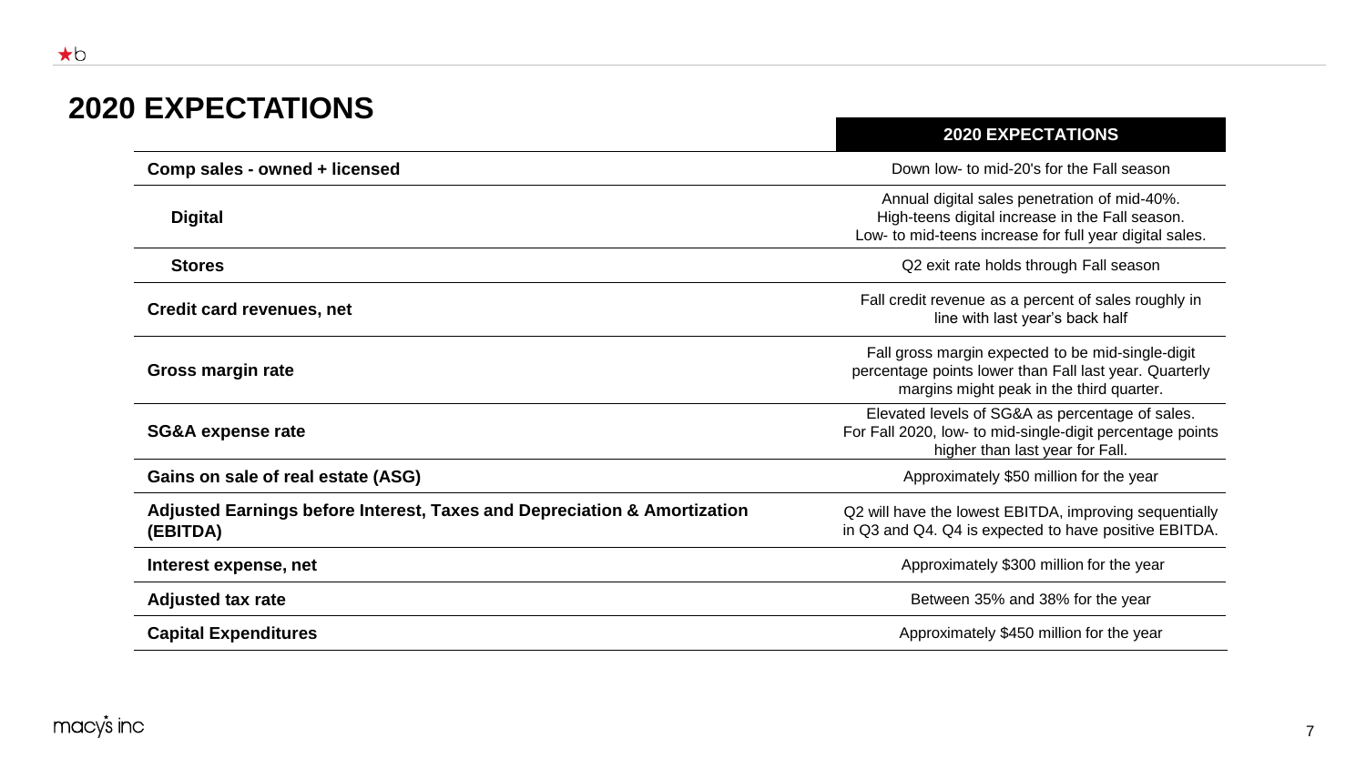# 2020 EXPECTATIONS

| | 2020 EXPECTATIONS |
|---|---|
| **Comp sales - owned + licensed** | Down low- to mid-20's for the Fall season |
| **Digital** | Annual digital sales penetration of mid-40%. High-teens digital increase in the Fall season. Low- to mid-teens increase for full year digital sales. |
| **Stores** | Q2 exit rate holds through Fall season |
| **Credit card revenues, net** | Fall credit revenue as a percent of sales roughly in line with last year's back half |
| **Gross margin rate** | Fall gross margin expected to be mid-single-digit percentage points lower than Fall last year. Quarterly margins might peak in the third quarter. |
| **SG&A expense rate** | Elevated levels of SG&A as percentage of sales. For Fall 2020, low- to mid-single-digit percentage points higher than last year for Fall. |
| **Gains on sale of real estate (ASG)** | Approximately $50 million for the year |
| **Adjusted Earnings before Interest, Taxes and Depreciation & Amortization (EBITDA)** | Q2 will have the lowest EBITDA, improving sequentially in Q3 and Q4. Q4 is expected to have positive EBITDA. |
| **Interest expense, net** | Approximately $300 million for the year |
| **Adjusted tax rate** | Between 35% and 38% for the year |
| **Capital Expenditures** | Approximately $450 million for the year |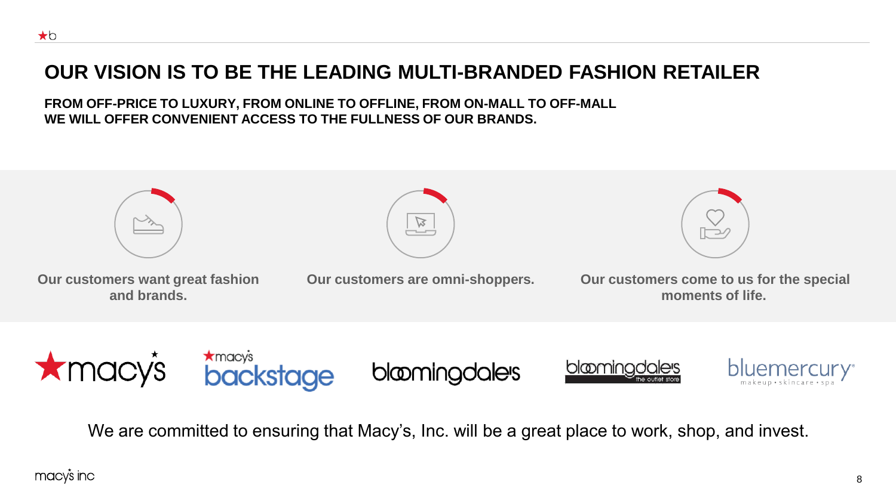# OUR VISION IS TO BE THE LEADING MULTI-BRANDED FASHION RETAILER

**FROM OFF-PRICE TO LUXURY, FROM ONLINE TO OFFLINE, FROM ON-MALL TO OFF-MALL**
**WE WILL OFFER CONVENIENT ACCESS TO THE FULLNESS OF OUR BRANDS.**

**Our customers want great fashion and brands.**

**Our customers are omni-shoppers.**

**Our customers come to us for the special moments of life.**

macy's | macy's backstage | bloomingdale's | bloomingdale's the outlet store | bluemercury makeup • skincare • spa

We are committed to ensuring that Macy's, Inc. will be a great place to work, shop, and invest.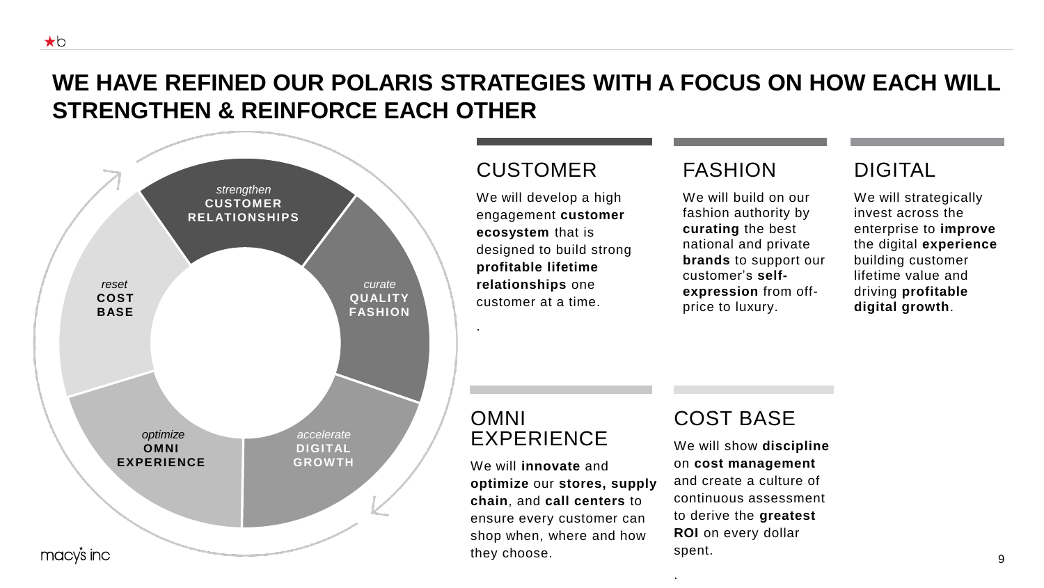# WE HAVE REFINED OUR POLARIS STRATEGIES WITH A FOCUS ON HOW EACH WILL STRENGTHEN & REINFORCE EACH OTHER

*strengthen* **CUSTOMER RELATIONSHIPS**

*curate* **QUALITY FASHION**

*accelerate* **DIGITAL GROWTH**

*optimize* **OMNI EXPERIENCE**

*reset* **COST BASE**

## CUSTOMER

We will develop a high engagement **customer ecosystem** that is designed to build strong **profitable lifetime relationships** one customer at a time.

## FASHION

We will build on our fashion authority by **curating** the best national and private **brands** to support our customer's **self-expression** from off-price to luxury.

## DIGITAL

We will strategically invest across the enterprise to **improve** the digital **experience** building customer lifetime value and driving **profitable digital growth**.

## OMNI EXPERIENCE

We will **innovate** and **optimize** our **stores, supply chain**, and **call centers** to ensure every customer can shop when, where and how they choose.

## COST BASE

We will show **discipline** on **cost management** and create a culture of continuous assessment to derive the **greatest ROI** on every dollar spent.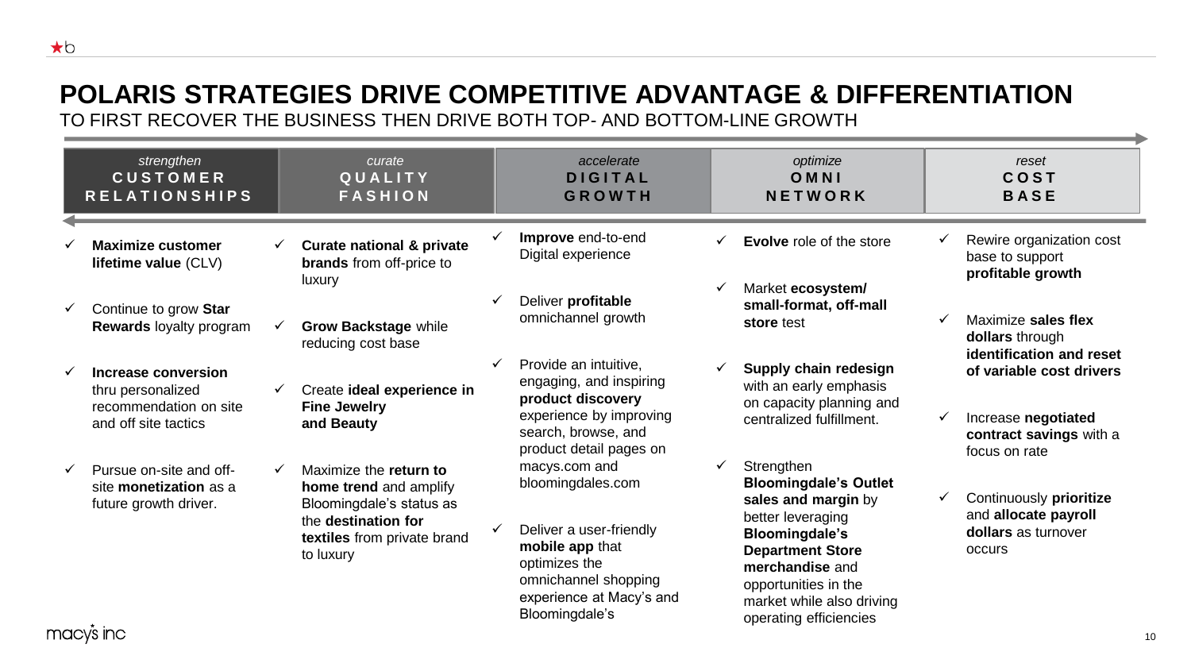# POLARIS STRATEGIES DRIVE COMPETITIVE ADVANTAGE & DIFFERENTIATION

TO FIRST RECOVER THE BUSINESS THEN DRIVE BOTH TOP- AND BOTTOM-LINE GROWTH

## *strengthen* CUSTOMER RELATIONSHIPS

- ✓ **Maximize customer lifetime value** (CLV)
- ✓ Continue to grow **Star Rewards** loyalty program
- ✓ **Increase conversion** thru personalized recommendation on site and off site tactics
- ✓ Pursue on-site and off-site **monetization** as a future growth driver.

## *curate* QUALITY FASHION

- ✓ **Curate national & private brands** from off-price to luxury
- ✓ **Grow Backstage** while reducing cost base
- ✓ Create **ideal experience in Fine Jewelry and Beauty**
- ✓ Maximize the **return to home trend** and amplify Bloomingdale's status as the **destination for textiles** from private brand to luxury

## *accelerate* DIGITAL GROWTH

- ✓ **Improve** end-to-end Digital experience
- ✓ Deliver **profitable** omnichannel growth
- ✓ Provide an intuitive, engaging, and inspiring **product discovery** experience by improving search, browse, and product detail pages on macys.com and bloomingdales.com
- ✓ Deliver a user-friendly **mobile app** that optimizes the omnichannel shopping experience at Macy's and Bloomingdale's

## *optimize* OMNI NETWORK

- ✓ **Evolve** role of the store
- ✓ Market **ecosystem/ small-format, off-mall store** test
- ✓ **Supply chain redesign** with an early emphasis on capacity planning and centralized fulfillment.
- ✓ Strengthen **Bloomingdale's Outlet sales and margin** by better leveraging **Bloomingdale's Department Store merchandise** and opportunities in the market while also driving operating efficiencies

## *reset* COST BASE

- ✓ Rewire organization cost base to support **profitable growth**
- ✓ Maximize **sales flex dollars** through **identification and reset of variable cost drivers**
- ✓ Increase **negotiated contract savings** with a focus on rate
- ✓ Continuously **prioritize** and **allocate payroll dollars** as turnover occurs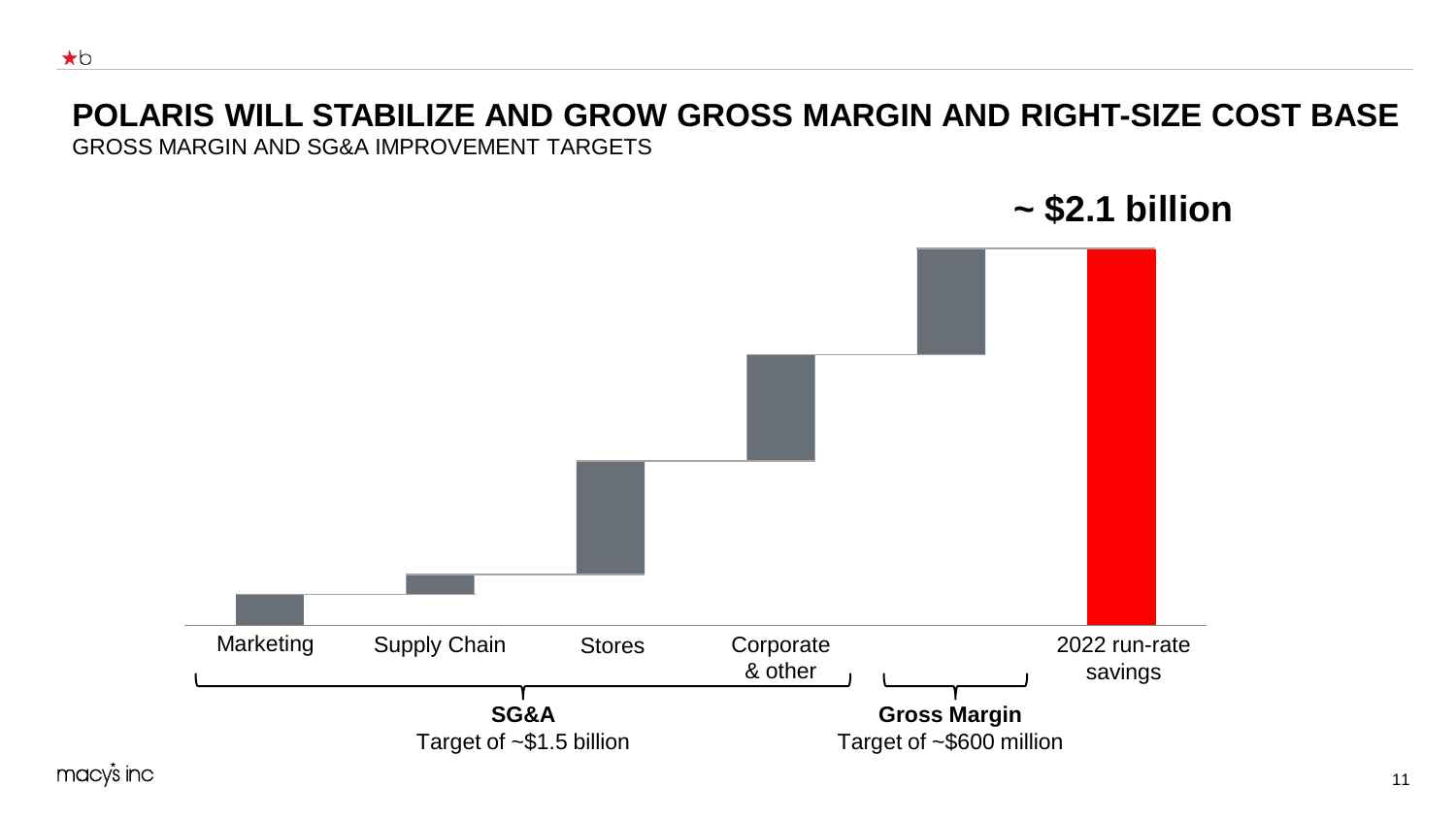# POLARIS WILL STABILIZE AND GROW GROSS MARGIN AND RIGHT-SIZE COST BASE

GROSS MARGIN AND SG&A IMPROVEMENT TARGETS

**~ $2.1 billion**

Marketing | Supply Chain | Stores | Corporate & other | 2022 run-rate savings

**SG&A**
Target of ~$1.5 billion

**Gross Margin**
Target of ~$600 million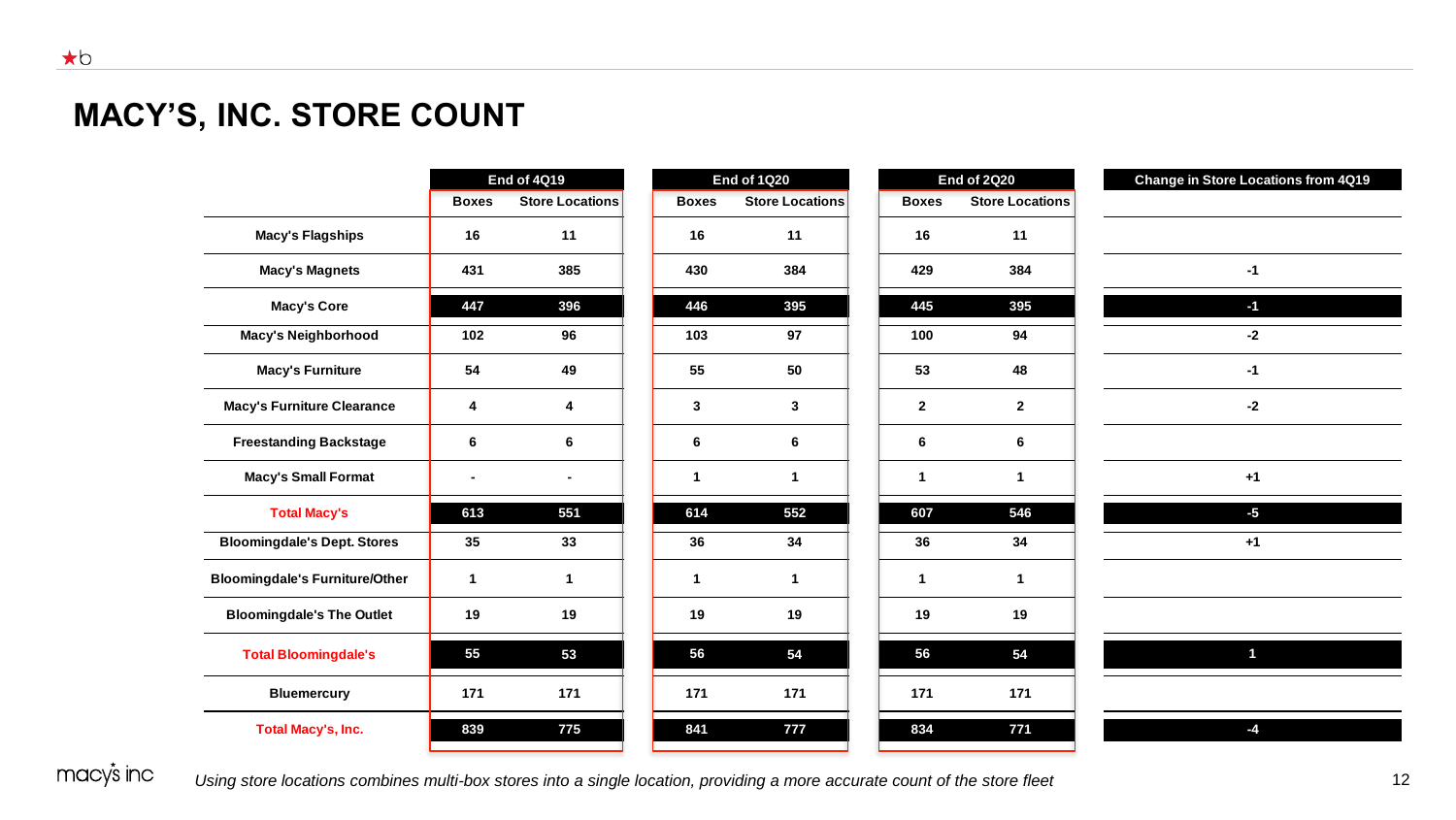# MACY'S, INC. STORE COUNT

| | End of 4Q19 | | End of 1Q20 | | End of 2Q20 | | Change in Store Locations from 4Q19 |
|---|---|---|---|---|---|---|---|
| | Boxes | Store Locations | Boxes | Store Locations | Boxes | Store Locations | |
| Macy's Flagships | 16 | 11 | 16 | 11 | 16 | 11 | |
| Macy's Magnets | 431 | 385 | 430 | 384 | 429 | 384 | -1 |
| Macy's Core | 447 | 396 | 446 | 395 | 445 | 395 | -1 |
| Macy's Neighborhood | 102 | 96 | 103 | 97 | 100 | 94 | -2 |
| Macy's Furniture | 54 | 49 | 55 | 50 | 53 | 48 | -1 |
| Macy's Furniture Clearance | 4 | 4 | 3 | 3 | 2 | 2 | -2 |
| Freestanding Backstage | 6 | 6 | 6 | 6 | 6 | 6 | |
| Macy's Small Format | - | - | 1 | 1 | 1 | 1 | +1 |
| **Total Macy's** | 613 | 551 | 614 | 552 | 607 | 546 | -5 |
| Bloomingdale's Dept. Stores | 35 | 33 | 36 | 34 | 36 | 34 | +1 |
| Bloomingdale's Furniture/Other | 1 | 1 | 1 | 1 | 1 | 1 | |
| Bloomingdale's The Outlet | 19 | 19 | 19 | 19 | 19 | 19 | |
| **Total Bloomingdale's** | 55 | 53 | 56 | 54 | 56 | 54 | 1 |
| Bluemercury | 171 | 171 | 171 | 171 | 171 | 171 | |
| **Total Macy's, Inc.** | 839 | 775 | 841 | 777 | 834 | 771 | -4 |

*Using store locations combines multi-box stores into a single location, providing a more accurate count of the store fleet*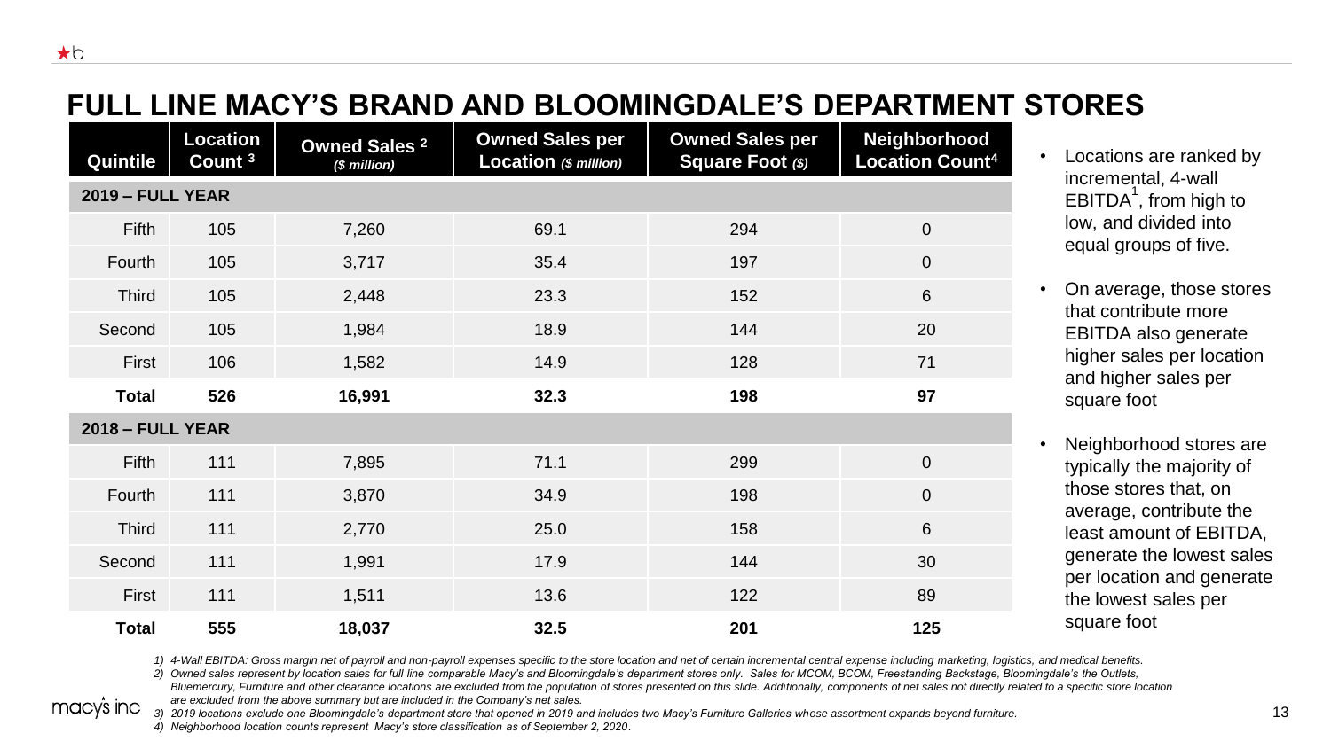# FULL LINE MACY'S BRAND AND BLOOMINGDALE'S DEPARTMENT STORES

| Quintile | Location Count [3] | Owned Sales [2] *($ million)* | Owned Sales per Location *($ million)* | Owned Sales per Square Foot *($)* | Neighborhood Location Count[4] |
|---|---|---|---|---|---|
| **2019 – FULL YEAR** | | | | | |
| Fifth | 105 | 7,260 | 69.1 | 294 | 0 |
| Fourth | 105 | 3,717 | 35.4 | 197 | 0 |
| Third | 105 | 2,448 | 23.3 | 152 | 6 |
| Second | 105 | 1,984 | 18.9 | 144 | 20 |
| First | 106 | 1,582 | 14.9 | 128 | 71 |
| **Total** | **526** | **16,991** | **32.3** | **198** | **97** |
| **2018 – FULL YEAR** | | | | | |
| Fifth | 111 | 7,895 | 71.1 | 299 | 0 |
| Fourth | 111 | 3,870 | 34.9 | 198 | 0 |
| Third | 111 | 2,770 | 25.0 | 158 | 6 |
| Second | 111 | 1,991 | 17.9 | 144 | 30 |
| First | 111 | 1,511 | 13.6 | 122 | 89 |
| **Total** | **555** | **18,037** | **32.5** | **201** | **125** |

- Locations are ranked by incremental, 4-wall EBITDA[1], from high to low, and divided into equal groups of five.
- On average, those stores that contribute more EBITDA also generate higher sales per location and higher sales per square foot
- Neighborhood stores are typically the majority of those stores that, on average, contribute the least amount of EBITDA, generate the lowest sales per location and generate the lowest sales per square foot

*1) 4-Wall EBITDA: Gross margin net of payroll and non-payroll expenses specific to the store location and net of certain incremental central expense including marketing, logistics, and medical benefits.*

*2) Owned sales represent by location sales for full line comparable Macy's and Bloomingdale's department stores only. Sales for MCOM, BCOM, Freestanding Backstage, Bloomingdale's the Outlets, Bluemercury, Furniture and other clearance locations are excluded from the population of stores presented on this slide. Additionally, components of net sales not directly related to a specific store location are excluded from the above summary but are included in the Company's net sales.*

*3) 2019 locations exclude one Bloomingdale's department store that opened in 2019 and includes two Macy's Furniture Galleries whose assortment expands beyond furniture.*

*4) Neighborhood location counts represent Macy's store classification as of September 2, 2020.*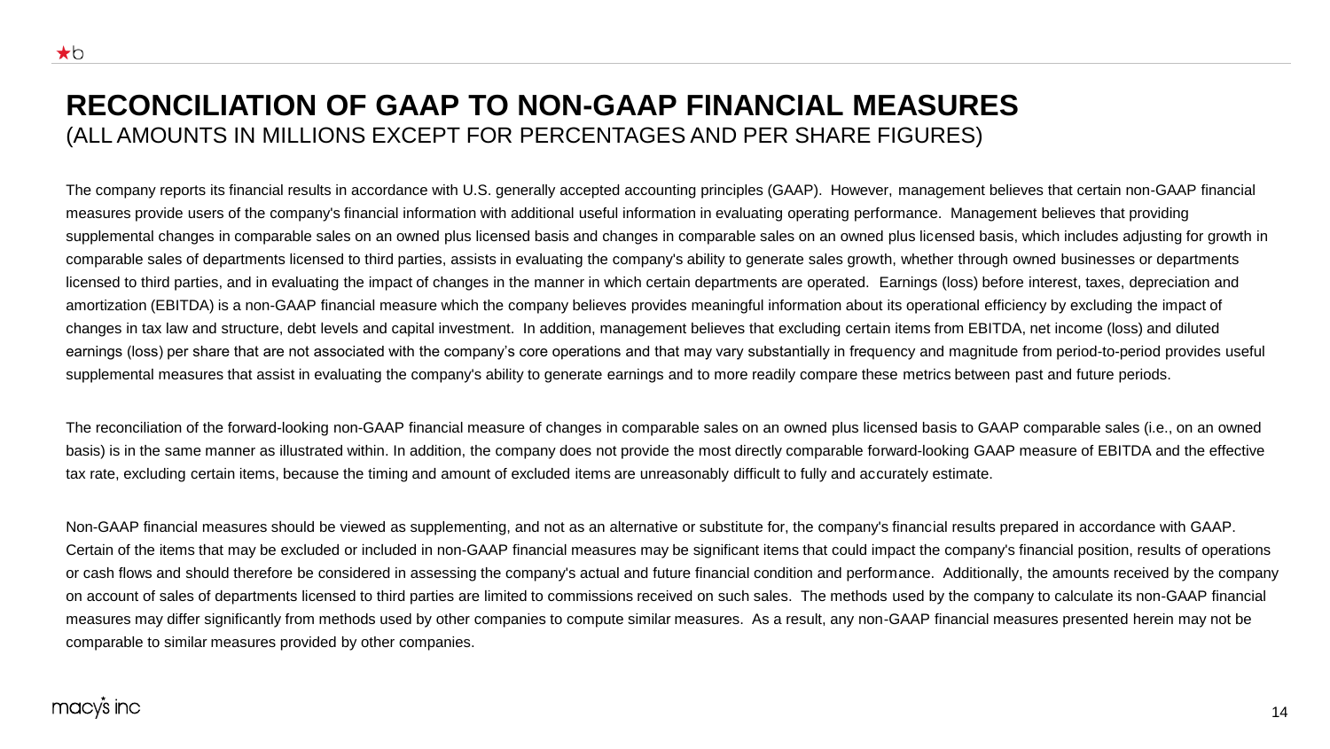# RECONCILIATION OF GAAP TO NON-GAAP FINANCIAL MEASURES

(ALL AMOUNTS IN MILLIONS EXCEPT FOR PERCENTAGES AND PER SHARE FIGURES)

The company reports its financial results in accordance with U.S. generally accepted accounting principles (GAAP). However, management believes that certain non-GAAP financial measures provide users of the company's financial information with additional useful information in evaluating operating performance. Management believes that providing supplemental changes in comparable sales on an owned plus licensed basis and changes in comparable sales on an owned plus licensed basis, which includes adjusting for growth in comparable sales of departments licensed to third parties, assists in evaluating the company's ability to generate sales growth, whether through owned businesses or departments licensed to third parties, and in evaluating the impact of changes in the manner in which certain departments are operated. Earnings (loss) before interest, taxes, depreciation and amortization (EBITDA) is a non-GAAP financial measure which the company believes provides meaningful information about its operational efficiency by excluding the impact of changes in tax law and structure, debt levels and capital investment. In addition, management believes that excluding certain items from EBITDA, net income (loss) and diluted earnings (loss) per share that are not associated with the company's core operations and that may vary substantially in frequency and magnitude from period-to-period provides useful supplemental measures that assist in evaluating the company's ability to generate earnings and to more readily compare these metrics between past and future periods.

The reconciliation of the forward-looking non-GAAP financial measure of changes in comparable sales on an owned plus licensed basis to GAAP comparable sales (i.e., on an owned basis) is in the same manner as illustrated within. In addition, the company does not provide the most directly comparable forward-looking GAAP measure of EBITDA and the effective tax rate, excluding certain items, because the timing and amount of excluded items are unreasonably difficult to fully and accurately estimate.

Non-GAAP financial measures should be viewed as supplementing, and not as an alternative or substitute for, the company's financial results prepared in accordance with GAAP. Certain of the items that may be excluded or included in non-GAAP financial measures may be significant items that could impact the company's financial position, results of operations or cash flows and should therefore be considered in assessing the company's actual and future financial condition and performance. Additionally, the amounts received by the company on account of sales of departments licensed to third parties are limited to commissions received on such sales. The methods used by the company to calculate its non-GAAP financial measures may differ significantly from methods used by other companies to compute similar measures. As a result, any non-GAAP financial measures presented herein may not be comparable to similar measures provided by other companies.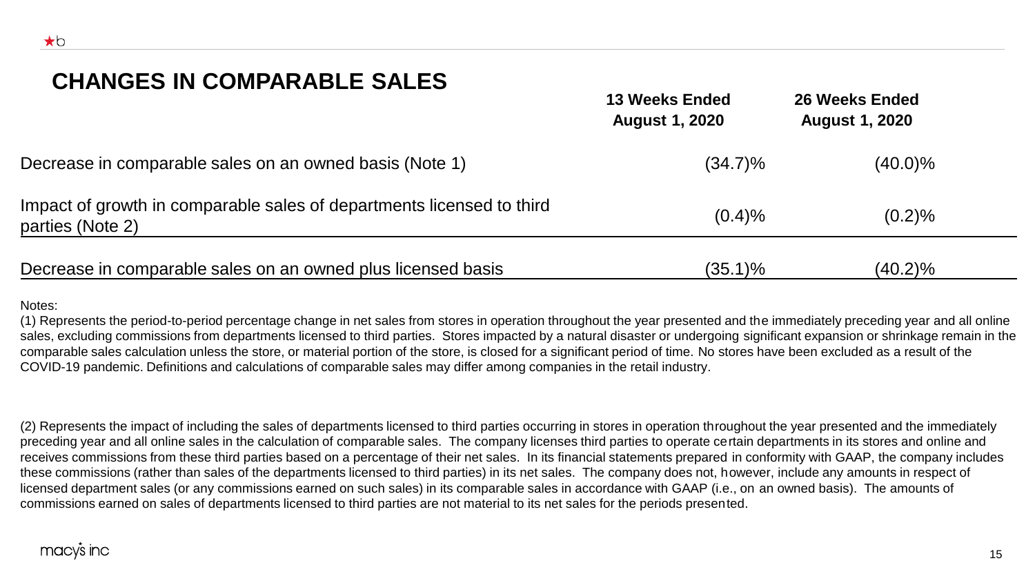## CHANGES IN COMPARABLE SALES

| | 13 Weeks Ended August 1, 2020 | 26 Weeks Ended August 1, 2020 |
|---|---|---|
| Decrease in comparable sales on an owned basis (Note 1) | (34.7)% | (40.0)% |
| Impact of growth in comparable sales of departments licensed to third parties (Note 2) | (0.4)% | (0.2)% |
| Decrease in comparable sales on an owned plus licensed basis | (35.1)% | (40.2)% |

Notes:

(1) Represents the period-to-period percentage change in net sales from stores in operation throughout the year presented and the immediately preceding year and all online sales, excluding commissions from departments licensed to third parties. Stores impacted by a natural disaster or undergoing significant expansion or shrinkage remain in the comparable sales calculation unless the store, or material portion of the store, is closed for a significant period of time. No stores have been excluded as a result of the COVID-19 pandemic. Definitions and calculations of comparable sales may differ among companies in the retail industry.

(2) Represents the impact of including the sales of departments licensed to third parties occurring in stores in operation throughout the year presented and the immediately preceding year and all online sales in the calculation of comparable sales. The company licenses third parties to operate certain departments in its stores and online and receives commissions from these third parties based on a percentage of their net sales. In its financial statements prepared in conformity with GAAP, the company includes these commissions (rather than sales of the departments licensed to third parties) in its net sales. The company does not, however, include any amounts in respect of licensed department sales (or any commissions earned on such sales) in its comparable sales in accordance with GAAP (i.e., on an owned basis). The amounts of commissions earned on sales of departments licensed to third parties are not material to its net sales for the periods presented.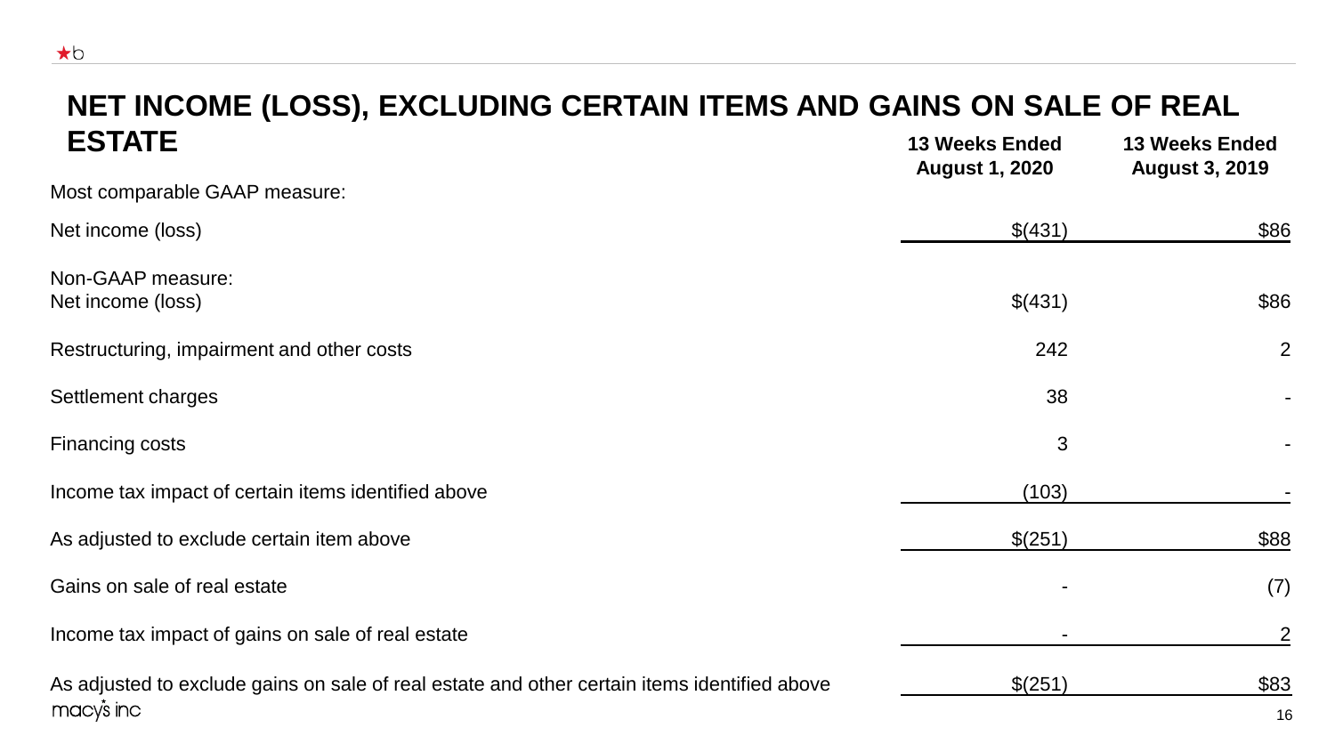# NET INCOME (LOSS), EXCLUDING CERTAIN ITEMS AND GAINS ON SALE OF REAL ESTATE

| | 13 Weeks Ended August 1, 2020 | 13 Weeks Ended August 3, 2019 |
|---|---|---|
| Most comparable GAAP measure: | | |
| Net income (loss) | $(431) | $86 |
| Non-GAAP measure: | | |
| Net income (loss) | $(431) | $86 |
| Restructuring, impairment and other costs | 242 | 2 |
| Settlement charges | 38 | - |
| Financing costs | 3 | - |
| Income tax impact of certain items identified above | (103) | - |
| As adjusted to exclude certain item above | $(251) | $88 |
| Gains on sale of real estate | - | (7) |
| Income tax impact of gains on sale of real estate | - | 2 |
| As adjusted to exclude gains on sale of real estate and other certain items identified above | $(251) | $83 |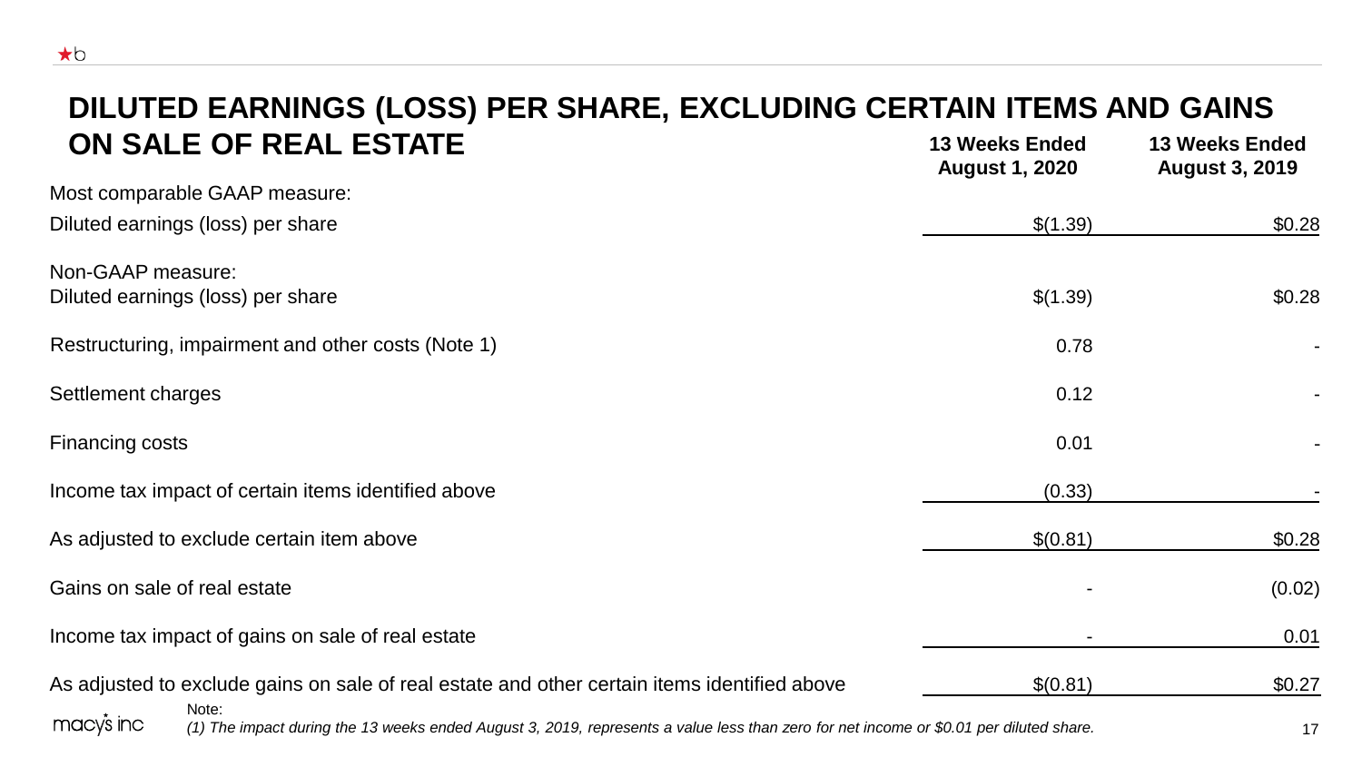# DILUTED EARNINGS (LOSS) PER SHARE, EXCLUDING CERTAIN ITEMS AND GAINS ON SALE OF REAL ESTATE

| | 13 Weeks Ended August 1, 2020 | 13 Weeks Ended August 3, 2019 |
|---|---|---|
| Most comparable GAAP measure: | | |
| Diluted earnings (loss) per share | $(1.39) | $0.28 |
| Non-GAAP measure: | | |
| Diluted earnings (loss) per share | $(1.39) | $0.28 |
| Restructuring, impairment and other costs (Note 1) | 0.78 | - |
| Settlement charges | 0.12 | - |
| Financing costs | 0.01 | - |
| Income tax impact of certain items identified above | (0.33) | - |
| As adjusted to exclude certain item above | $(0.81) | $0.28 |
| Gains on sale of real estate | - | (0.02) |
| Income tax impact of gains on sale of real estate | - | 0.01 |
| As adjusted to exclude gains on sale of real estate and other certain items identified above | $(0.81) | $0.27 |

Note:

*(1) The impact during the 13 weeks ended August 3, 2019, represents a value less than zero for net income or $0.01 per diluted share.*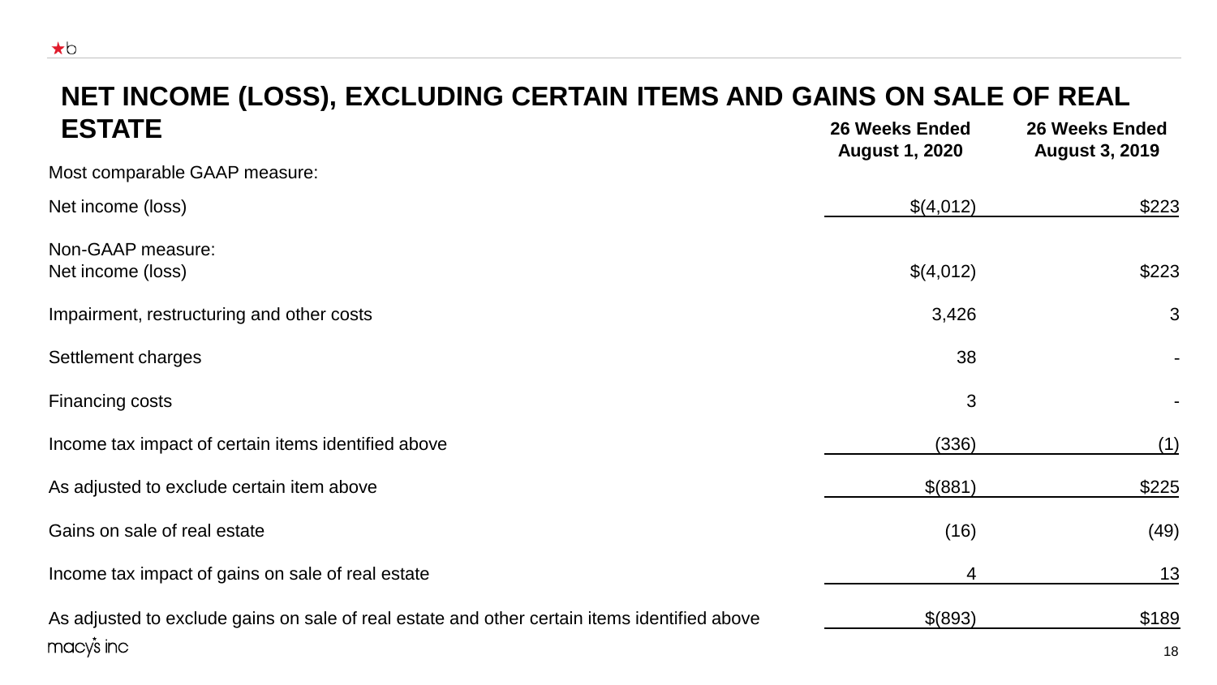# NET INCOME (LOSS), EXCLUDING CERTAIN ITEMS AND GAINS ON SALE OF REAL ESTATE

| | 26 Weeks Ended August 1, 2020 | 26 Weeks Ended August 3, 2019 |
|---|---|---|
| Most comparable GAAP measure: | | |
| Net income (loss) | $(4,012) | $223 |
| Non-GAAP measure: | | |
| Net income (loss) | $(4,012) | $223 |
| Impairment, restructuring and other costs | 3,426 | 3 |
| Settlement charges | 38 | - |
| Financing costs | 3 | - |
| Income tax impact of certain items identified above | (336) | (1) |
| As adjusted to exclude certain item above | $(881) | $225 |
| Gains on sale of real estate | (16) | (49) |
| Income tax impact of gains on sale of real estate | 4 | 13 |
| As adjusted to exclude gains on sale of real estate and other certain items identified above | $(893) | $189 |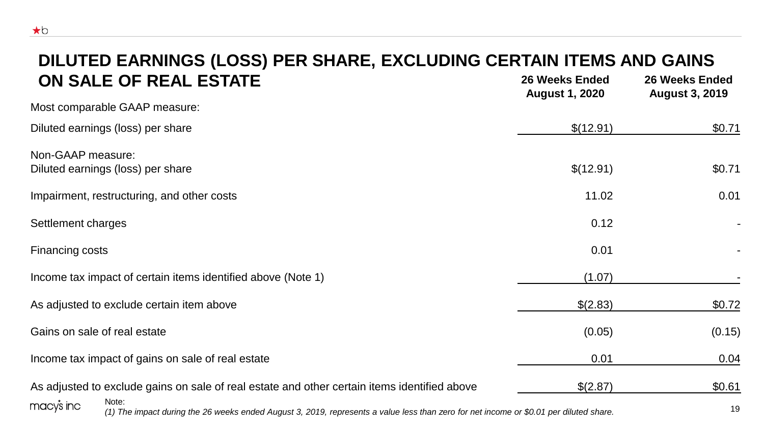# DILUTED EARNINGS (LOSS) PER SHARE, EXCLUDING CERTAIN ITEMS AND GAINS ON SALE OF REAL ESTATE

| | 26 Weeks Ended August 1, 2020 | 26 Weeks Ended August 3, 2019 |
|---|---|---|
| Most comparable GAAP measure: | | |
| Diluted earnings (loss) per share | $(12.91) | $0.71 |
| Non-GAAP measure: | | |
| Diluted earnings (loss) per share | $(12.91) | $0.71 |
| Impairment, restructuring, and other costs | 11.02 | 0.01 |
| Settlement charges | 0.12 | - |
| Financing costs | 0.01 | - |
| Income tax impact of certain items identified above (Note 1) | (1.07) | - |
| As adjusted to exclude certain item above | $(2.83) | $0.72 |
| Gains on sale of real estate | (0.05) | (0.15) |
| Income tax impact of gains on sale of real estate | 0.01 | 0.04 |
| As adjusted to exclude gains on sale of real estate and other certain items identified above | $(2.87) | $0.61 |

Note:
*(1) The impact during the 26 weeks ended August 3, 2019, represents a value less than zero for net income or $0.01 per diluted share.*